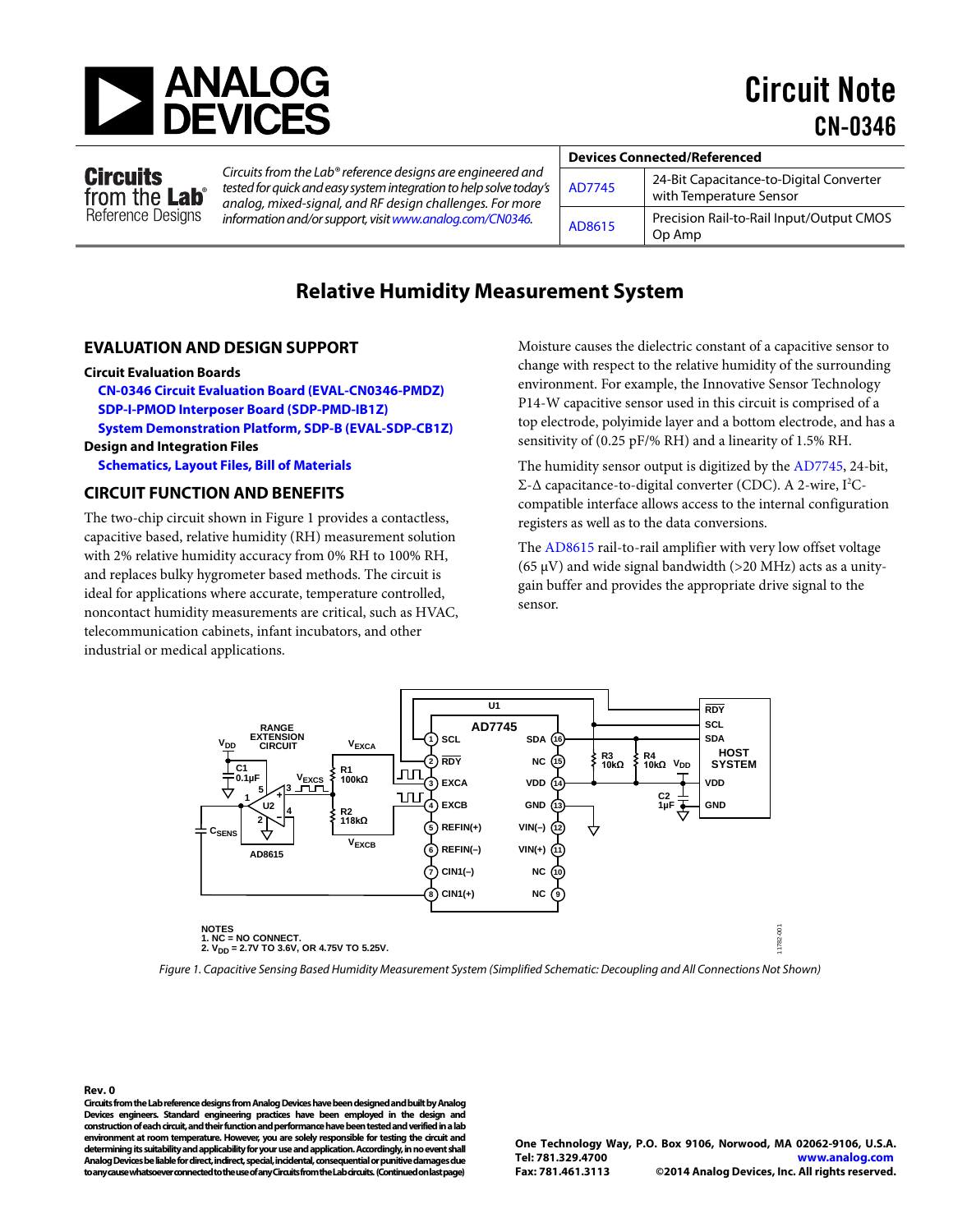# Circuit Note CN-0346

**Circuits from the Lab® Reference Designs**

*Circuits from the Lab® reference designs are engineered and tested for quick and easy system integration to help solve today's analog, mixed-signal, and RF design challenges. For more information and/or support, visit www.analog.com/CN0346.*

| Devices Connected/Referenced | |
|---|---|
| AD7745 | 24-Bit Capacitance-to-Digital Converter with Temperature Sensor |
| AD8615 | Precision Rail-to-Rail Input/Output CMOS Op Amp |

## Relative Humidity Measurement System

### EVALUATION AND DESIGN SUPPORT

**Circuit Evaluation Boards**

- **CN-0346 Circuit Evaluation Board (EVAL-CN0346-PMDZ)**
- **SDP-I-PMOD Interposer Board (SDP-PMD-IB1Z)**
- **System Demonstration Platform, SDP-B (EVAL-SDP-CB1Z)**

**Design and Integration Files**

- **Schematics, Layout Files, Bill of Materials**

### CIRCUIT FUNCTION AND BENEFITS

The two-chip circuit shown in Figure 1 provides a contactless, capacitive based, relative humidity (RH) measurement solution with 2% relative humidity accuracy from 0% RH to 100% RH, and replaces bulky hygrometer based methods. The circuit is ideal for applications where accurate, temperature controlled, noncontact humidity measurements are critical, such as HVAC, telecommunication cabinets, infant incubators, and other industrial or medical applications.

Moisture causes the dielectric constant of a capacitive sensor to change with respect to the relative humidity of the surrounding environment. For example, the Innovative Sensor Technology P14-W capacitive sensor used in this circuit is comprised of a top electrode, polyimide layer and a bottom electrode, and has a sensitivity of (0.25 pF/% RH) and a linearity of 1.5% RH.

The humidity sensor output is digitized by the AD7745, 24-bit, Σ-Δ capacitance-to-digital converter (CDC). A 2-wire, $I^2C$-compatible interface allows access to the internal configuration registers as well as to the data conversions.

The AD8615 rail-to-rail amplifier with very low offset voltage (65 μV) and wide signal bandwidth (>20 MHz) acts as a unity-gain buffer and provides the appropriate drive signal to the sensor.

NOTES
1. NC = NO CONNECT.
2. $V_{DD}$ = 2.7V TO 3.6V, OR 4.75V TO 5.25V.

*Figure 1. Capacitive Sensing Based Humidity Measurement System (Simplified Schematic: Decoupling and All Connections Not Shown)*

**Rev. 0**

**Circuits from the Lab reference designs from Analog Devices have been designed and built by Analog Devices engineers. Standard engineering practices have been employed in the design and construction of each circuit, and their function and performance have been tested and verified in a lab environment at room temperature. However, you are solely responsible for testing the circuit and determining its suitability and applicability for your use and application. Accordingly, in no event shall Analog Devices be liable for direct, indirect, special, incidental, consequential or punitive damages due to any cause whatsoever connected to the use of any Circuits from the Lab circuits. (Continued on last page)**

One Technology Way, P.O. Box 9106, Norwood, MA 02062-9106, U.S.A.
Tel: 781.329.4700 www.analog.com
Fax: 781.461.3113 ©2014 Analog Devices, Inc. All rights reserved.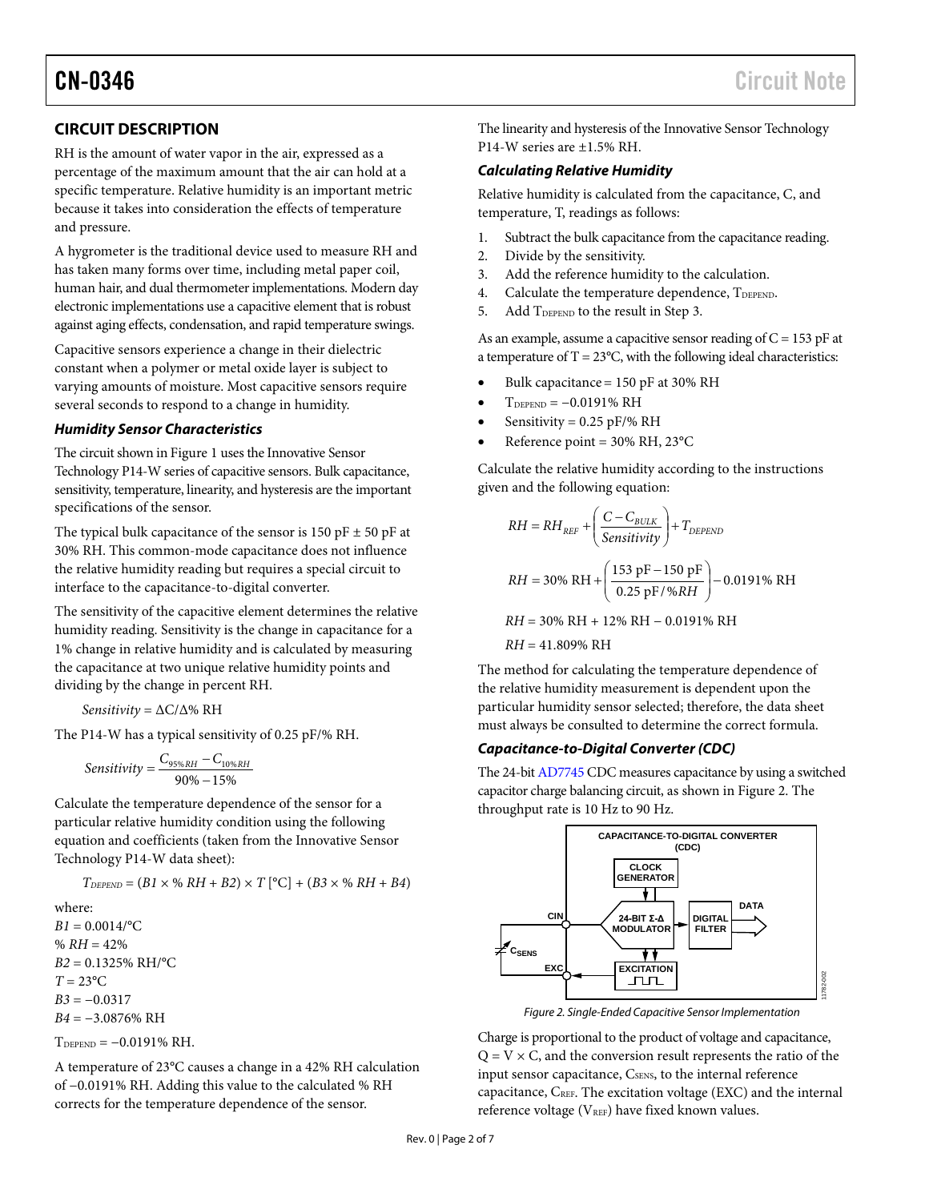## CIRCUIT DESCRIPTION

RH is the amount of water vapor in the air, expressed as a percentage of the maximum amount that the air can hold at a specific temperature. Relative humidity is an important metric because it takes into consideration the effects of temperature and pressure.

A hygrometer is the traditional device used to measure RH and has taken many forms over time, including metal paper coil, human hair, and dual thermometer implementations. Modern day electronic implementations use a capacitive element that is robust against aging effects, condensation, and rapid temperature swings.

Capacitive sensors experience a change in their dielectric constant when a polymer or metal oxide layer is subject to varying amounts of moisture. Most capacitive sensors require several seconds to respond to a change in humidity.

### Humidity Sensor Characteristics

The circuit shown in Figure 1 uses the Innovative Sensor Technology P14-W series of capacitive sensors. Bulk capacitance, sensitivity, temperature, linearity, and hysteresis are the important specifications of the sensor.

The typical bulk capacitance of the sensor is 150 pF ± 50 pF at 30% RH. This common-mode capacitance does not influence the relative humidity reading but requires a special circuit to interface to the capacitance-to-digital converter.

The sensitivity of the capacitive element determines the relative humidity reading. Sensitivity is the change in capacitance for a 1% change in relative humidity and is calculated by measuring the capacitance at two unique relative humidity points and dividing by the change in percent RH.

$$Sensitivity = \Delta C / \Delta\% \text{ RH}$$

The P14-W has a typical sensitivity of 0.25 pF/% RH.

$$Sensitivity = \frac{C_{95\% RH} - C_{10\% RH}}{90\% - 15\%}$$

Calculate the temperature dependence of the sensor for a particular relative humidity condition using the following equation and coefficients (taken from the Innovative Sensor Technology P14-W data sheet):

$$T_{DEPEND} = (B1 \times \%\ RH + B2) \times T\ [°C] + (B3 \times \%\ RH + B4)$$

where:
$B1$ = 0.0014/°C
% $RH$ = 42%
$B2$ = 0.1325% RH/°C
$T$ = 23°C
$B3$ = −0.0317
$B4$ = −3.0876% RH

$T_{DEPEND}$ = −0.0191% RH.

A temperature of 23°C causes a change in a 42% RH calculation of −0.0191% RH. Adding this value to the calculated % RH corrects for the temperature dependence of the sensor.

The linearity and hysteresis of the Innovative Sensor Technology P14-W series are ±1.5% RH.

### Calculating Relative Humidity

Relative humidity is calculated from the capacitance, C, and temperature, T, readings as follows:

1. Subtract the bulk capacitance from the capacitance reading.
2. Divide by the sensitivity.
3. Add the reference humidity to the calculation.
4. Calculate the temperature dependence, $T_{DEPEND}$.
5. Add $T_{DEPEND}$ to the result in Step 3.

As an example, assume a capacitive sensor reading of C = 153 pF at a temperature of T = 23°C, with the following ideal characteristics:

- Bulk capacitance = 150 pF at 30% RH
- $T_{DEPEND}$ = −0.0191% RH
- Sensitivity = 0.25 pF/% RH
- Reference point = 30% RH, 23°C

Calculate the relative humidity according to the instructions given and the following equation:

$$RH = RH_{REF} + \left(\frac{C - C_{BULK}}{Sensitivity}\right) + T_{DEPEND}$$

$$RH = 30\% \text{ RH} + \left(\frac{153 \text{ pF} - 150 \text{ pF}}{0.25 \text{ pF}/\%RH}\right) - 0.0191\% \text{ RH}$$

$$RH = 30\% \text{ RH} + 12\% \text{ RH} - 0.0191\% \text{ RH}$$

$$RH = 41.809\% \text{ RH}$$

The method for calculating the temperature dependence of the relative humidity measurement is dependent upon the particular humidity sensor selected; therefore, the data sheet must always be consulted to determine the correct formula.

### Capacitance-to-Digital Converter (CDC)

The 24-bit AD7745 CDC measures capacitance by using a switched capacitor charge balancing circuit, as shown in Figure 2. The throughput rate is 10 Hz to 90 Hz.

Figure 2. Single-Ended Capacitive Sensor Implementation

Charge is proportional to the product of voltage and capacitance, Q = V × C, and the conversion result represents the ratio of the input sensor capacitance, $C_{SENS}$, to the internal reference capacitance, $C_{REF}$. The excitation voltage (EXC) and the internal reference voltage ($V_{REF}$) have fixed known values.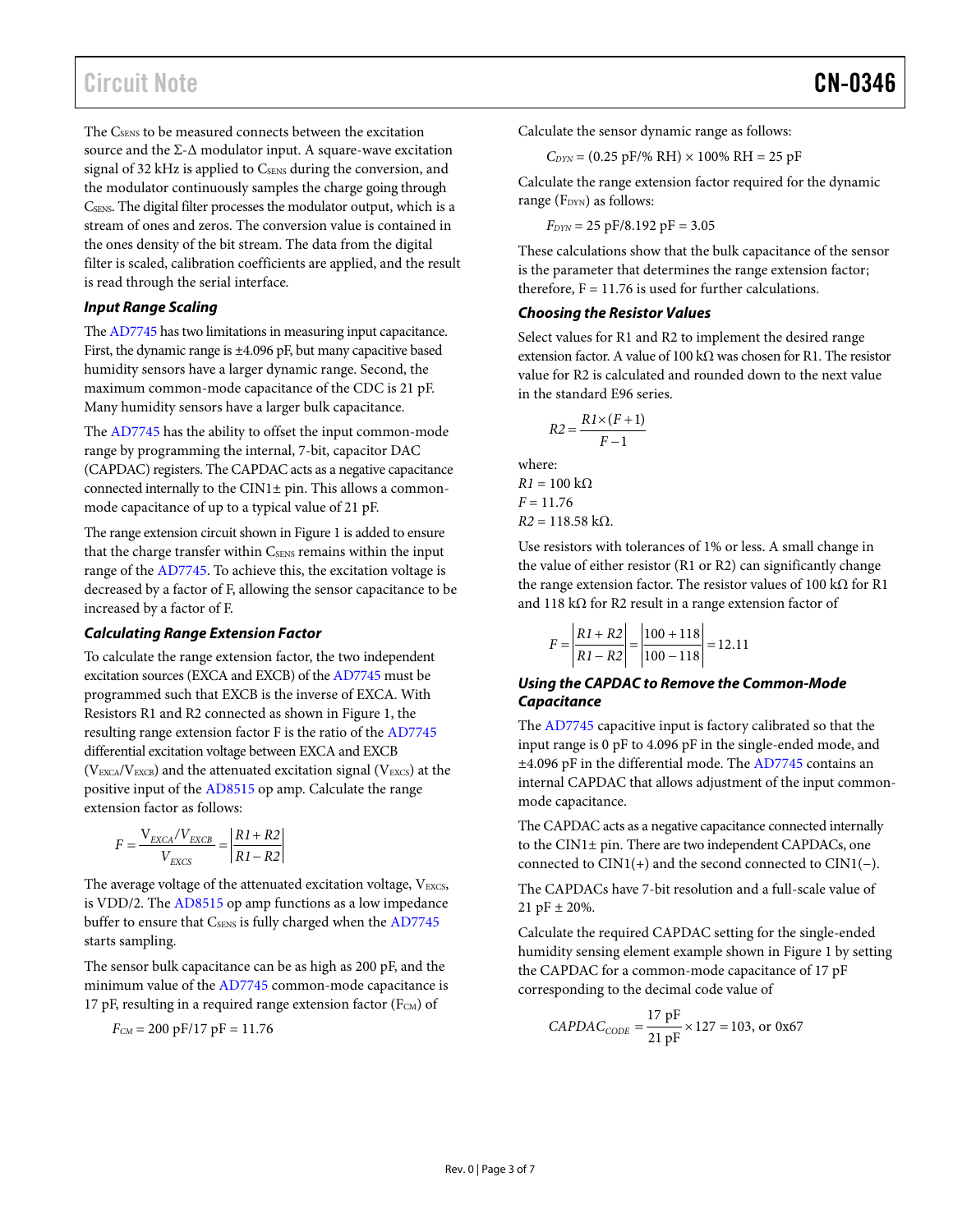The $C_{SENS}$ to be measured connects between the excitation source and the Σ-Δ modulator input. A square-wave excitation signal of 32 kHz is applied to $C_{SENS}$ during the conversion, and the modulator continuously samples the charge going through $C_{SENS}$. The digital filter processes the modulator output, which is a stream of ones and zeros. The conversion value is contained in the ones density of the bit stream. The data from the digital filter is scaled, calibration coefficients are applied, and the result is read through the serial interface.

### Input Range Scaling

The AD7745 has two limitations in measuring input capacitance. First, the dynamic range is ±4.096 pF, but many capacitive based humidity sensors have a larger dynamic range. Second, the maximum common-mode capacitance of the CDC is 21 pF. Many humidity sensors have a larger bulk capacitance.

The AD7745 has the ability to offset the input common-mode range by programming the internal, 7-bit, capacitor DAC (CAPDAC) registers. The CAPDAC acts as a negative capacitance connected internally to the CIN1± pin. This allows a common-mode capacitance of up to a typical value of 21 pF.

The range extension circuit shown in Figure 1 is added to ensure that the charge transfer within $C_{SENS}$ remains within the input range of the AD7745. To achieve this, the excitation voltage is decreased by a factor of F, allowing the sensor capacitance to be increased by a factor of F.

### Calculating Range Extension Factor

To calculate the range extension factor, the two independent excitation sources (EXCA and EXCB) of the AD7745 must be programmed such that EXCB is the inverse of EXCA. With Resistors R1 and R2 connected as shown in Figure 1, the resulting range extension factor F is the ratio of the AD7745 differential excitation voltage between EXCA and EXCB ($V_{EXCA}/V_{EXCB}$) and the attenuated excitation signal ($V_{EXCS}$) at the positive input of the AD8515 op amp. Calculate the range extension factor as follows:

$$F = \frac{V_{EXCA}/V_{EXCB}}{V_{EXCS}} = \left|\frac{R1 + R2}{R1 - R2}\right|$$

The average voltage of the attenuated excitation voltage, $V_{EXCS}$, is VDD/2. The AD8515 op amp functions as a low impedance buffer to ensure that $C_{SENS}$ is fully charged when the AD7745 starts sampling.

The sensor bulk capacitance can be as high as 200 pF, and the minimum value of the AD7745 common-mode capacitance is 17 pF, resulting in a required range extension factor ($F_{CM}$) of

$$F_{CM} = 200\text{ pF}/17\text{ pF} = 11.76$$

Calculate the sensor dynamic range as follows:

$$C_{DYN} = (0.25\text{ pF}/\%\text{ RH}) \times 100\%\text{ RH} = 25\text{ pF}$$

Calculate the range extension factor required for the dynamic range ($F_{DYN}$) as follows:

$$F_{DYN} = 25\text{ pF}/8.192\text{ pF} = 3.05$$

These calculations show that the bulk capacitance of the sensor is the parameter that determines the range extension factor; therefore, F = 11.76 is used for further calculations.

### Choosing the Resistor Values

Select values for R1 and R2 to implement the desired range extension factor. A value of 100 kΩ was chosen for R1. The resistor value for R2 is calculated and rounded down to the next value in the standard E96 series.

$$R2 = \frac{R1 \times (F + 1)}{F - 1}$$

where:
$R1$ = 100 kΩ
$F$ = 11.76
$R2$ = 118.58 kΩ.

Use resistors with tolerances of 1% or less. A small change in the value of either resistor (R1 or R2) can significantly change the range extension factor. The resistor values of 100 kΩ for R1 and 118 kΩ for R2 result in a range extension factor of

$$F = \left|\frac{R1 + R2}{R1 - R2}\right| = \left|\frac{100 + 118}{100 - 118}\right| = 12.11$$

### Using the CAPDAC to Remove the Common-Mode Capacitance

The AD7745 capacitive input is factory calibrated so that the input range is 0 pF to 4.096 pF in the single-ended mode, and ±4.096 pF in the differential mode. The AD7745 contains an internal CAPDAC that allows adjustment of the input common-mode capacitance.

The CAPDAC acts as a negative capacitance connected internally to the CIN1± pin. There are two independent CAPDACs, one connected to CIN1(+) and the second connected to CIN1(−).

The CAPDACs have 7-bit resolution and a full-scale value of 21 pF ± 20%.

Calculate the required CAPDAC setting for the single-ended humidity sensing element example shown in Figure 1 by setting the CAPDAC for a common-mode capacitance of 17 pF corresponding to the decimal code value of

$$CAPDAC_{CODE} = \frac{17\text{ pF}}{21\text{ pF}} \times 127 = 103\text{, or 0x67}$$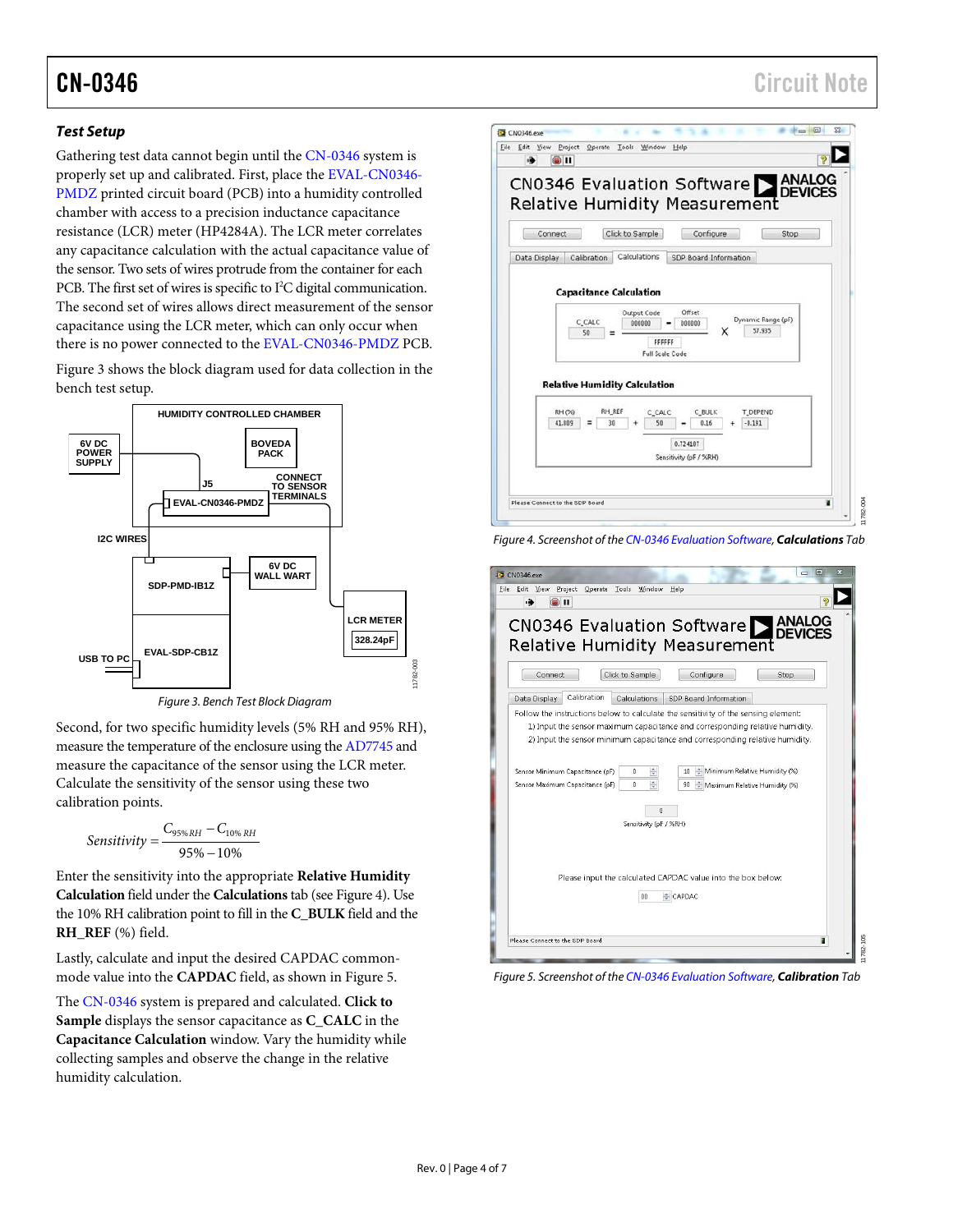### Test Setup

Gathering test data cannot begin until the CN-0346 system is properly set up and calibrated. First, place the EVAL-CN0346-PMDZ printed circuit board (PCB) into a humidity controlled chamber with access to a precision inductance capacitance resistance (LCR) meter (HP4284A). The LCR meter correlates any capacitance calculation with the actual capacitance value of the sensor. Two sets of wires protrude from the container for each PCB. The first set of wires is specific to I²C digital communication. The second set of wires allows direct measurement of the sensor capacitance using the LCR meter, which can only occur when there is no power connected to the EVAL-CN0346-PMDZ PCB.

Figure 3 shows the block diagram used for data collection in the bench test setup.

*Figure 3. Bench Test Block Diagram*

Second, for two specific humidity levels (5% RH and 95% RH), measure the temperature of the enclosure using the AD7745 and measure the capacitance of the sensor using the LCR meter. Calculate the sensitivity of the sensor using these two calibration points.

$$Sensitivity = \frac{C_{95\%\,RH} - C_{10\%\,RH}}{95\% - 10\%}$$

Enter the sensitivity into the appropriate **Relative Humidity Calculation** field under the **Calculations** tab (see Figure 4). Use the 10% RH calibration point to fill in the **C_BULK** field and the **RH_REF** (%) field.

Lastly, calculate and input the desired CAPDAC common-mode value into the **CAPDAC** field, as shown in Figure 5.

The CN-0346 system is prepared and calculated. **Click to Sample** displays the sensor capacitance as **C_CALC** in the **Capacitance Calculation** window. Vary the humidity while collecting samples and observe the change in the relative humidity calculation.

*Figure 4. Screenshot of the CN-0346 Evaluation Software, **Calculations** Tab*

*Figure 5. Screenshot of the CN-0346 Evaluation Software, **Calibration** Tab*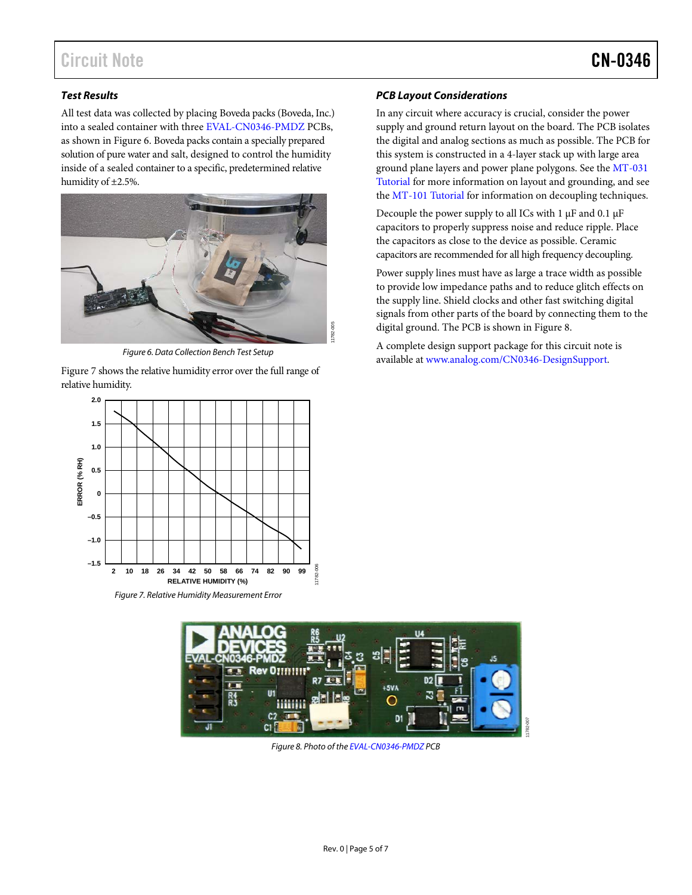### Test Results

All test data was collected by placing Boveda packs (Boveda, Inc.) into a sealed container with three EVAL-CN0346-PMDZ PCBs, as shown in Figure 6. Boveda packs contain a specially prepared solution of pure water and salt, designed to control the humidity inside of a sealed container to a specific, predetermined relative humidity of ±2.5%.

*Figure 6. Data Collection Bench Test Setup*

Figure 7 shows the relative humidity error over the full range of relative humidity.

*Figure 7. Relative Humidity Measurement Error*

### PCB Layout Considerations

In any circuit where accuracy is crucial, consider the power supply and ground return layout on the board. The PCB isolates the digital and analog sections as much as possible. The PCB for this system is constructed in a 4-layer stack up with large area ground plane layers and power plane polygons. See the MT-031 Tutorial for more information on layout and grounding, and see the MT-101 Tutorial for information on decoupling techniques.

Decouple the power supply to all ICs with 1 μF and 0.1 μF capacitors to properly suppress noise and reduce ripple. Place the capacitors as close to the device as possible. Ceramic capacitors are recommended for all high frequency decoupling.

Power supply lines must have as large a trace width as possible to provide low impedance paths and to reduce glitch effects on the supply line. Shield clocks and other fast switching digital signals from other parts of the board by connecting them to the digital ground. The PCB is shown in Figure 8.

A complete design support package for this circuit note is available at www.analog.com/CN0346-DesignSupport.

*Figure 8. Photo of the EVAL-CN0346-PMDZ PCB*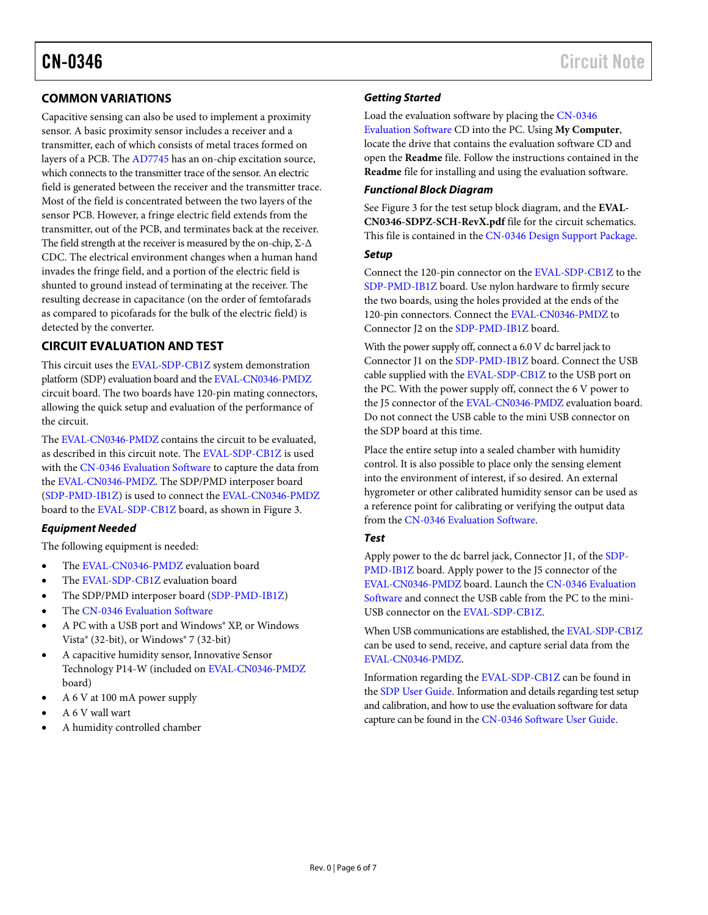## COMMON VARIATIONS

Capacitive sensing can also be used to implement a proximity sensor. A basic proximity sensor includes a receiver and a transmitter, each of which consists of metal traces formed on layers of a PCB. The AD7745 has an on-chip excitation source, which connects to the transmitter trace of the sensor. An electric field is generated between the receiver and the transmitter trace. Most of the field is concentrated between the two layers of the sensor PCB. However, a fringe electric field extends from the transmitter, out of the PCB, and terminates back at the receiver. The field strength at the receiver is measured by the on-chip, Σ-Δ CDC. The electrical environment changes when a human hand invades the fringe field, and a portion of the electric field is shunted to ground instead of terminating at the receiver. The resulting decrease in capacitance (on the order of femtofarads as compared to picofarads for the bulk of the electric field) is detected by the converter.

## CIRCUIT EVALUATION AND TEST

This circuit uses the EVAL-SDP-CB1Z system demonstration platform (SDP) evaluation board and the EVAL-CN0346-PMDZ circuit board. The two boards have 120-pin mating connectors, allowing the quick setup and evaluation of the performance of the circuit.

The EVAL-CN0346-PMDZ contains the circuit to be evaluated, as described in this circuit note. The EVAL-SDP-CB1Z is used with the CN-0346 Evaluation Software to capture the data from the EVAL-CN0346-PMDZ. The SDP/PMD interposer board (SDP-PMD-IB1Z) is used to connect the EVAL-CN0346-PMDZ board to the EVAL-SDP-CB1Z board, as shown in Figure 3.

### *Equipment Needed*

The following equipment is needed:

- The EVAL-CN0346-PMDZ evaluation board
- The EVAL-SDP-CB1Z evaluation board
- The SDP/PMD interposer board (SDP-PMD-IB1Z)
- The CN-0346 Evaluation Software
- A PC with a USB port and Windows® XP, or Windows Vista® (32-bit), or Windows® 7 (32-bit)
- A capacitive humidity sensor, Innovative Sensor Technology P14-W (included on EVAL-CN0346-PMDZ board)
- A 6 V at 100 mA power supply
- A 6 V wall wart
- A humidity controlled chamber

### *Getting Started*

Load the evaluation software by placing the CN-0346 Evaluation Software CD into the PC. Using **My Computer**, locate the drive that contains the evaluation software CD and open the **Readme** file. Follow the instructions contained in the **Readme** file for installing and using the evaluation software.

### *Functional Block Diagram*

See Figure 3 for the test setup block diagram, and the **EVAL-CN0346-SDPZ-SCH-RevX.pdf** file for the circuit schematics. This file is contained in the CN-0346 Design Support Package.

### *Setup*

Connect the 120-pin connector on the EVAL-SDP-CB1Z to the SDP-PMD-IB1Z board. Use nylon hardware to firmly secure the two boards, using the holes provided at the ends of the 120-pin connectors. Connect the EVAL-CN0346-PMDZ to Connector J2 on the SDP-PMD-IB1Z board.

With the power supply off, connect a 6.0 V dc barrel jack to Connector J1 on the SDP-PMD-IB1Z board. Connect the USB cable supplied with the EVAL-SDP-CB1Z to the USB port on the PC. With the power supply off, connect the 6 V power to the J5 connector of the EVAL-CN0346-PMDZ evaluation board. Do not connect the USB cable to the mini USB connector on the SDP board at this time.

Place the entire setup into a sealed chamber with humidity control. It is also possible to place only the sensing element into the environment of interest, if so desired. An external hygrometer or other calibrated humidity sensor can be used as a reference point for calibrating or verifying the output data from the CN-0346 Evaluation Software.

### *Test*

Apply power to the dc barrel jack, Connector J1, of the SDP-PMD-IB1Z board. Apply power to the J5 connector of the EVAL-CN0346-PMDZ board. Launch the CN-0346 Evaluation Software and connect the USB cable from the PC to the mini-USB connector on the EVAL-SDP-CB1Z.

When USB communications are established, the EVAL-SDP-CB1Z can be used to send, receive, and capture serial data from the EVAL-CN0346-PMDZ.

Information regarding the EVAL-SDP-CB1Z can be found in the SDP User Guide. Information and details regarding test setup and calibration, and how to use the evaluation software for data capture can be found in the CN-0346 Software User Guide.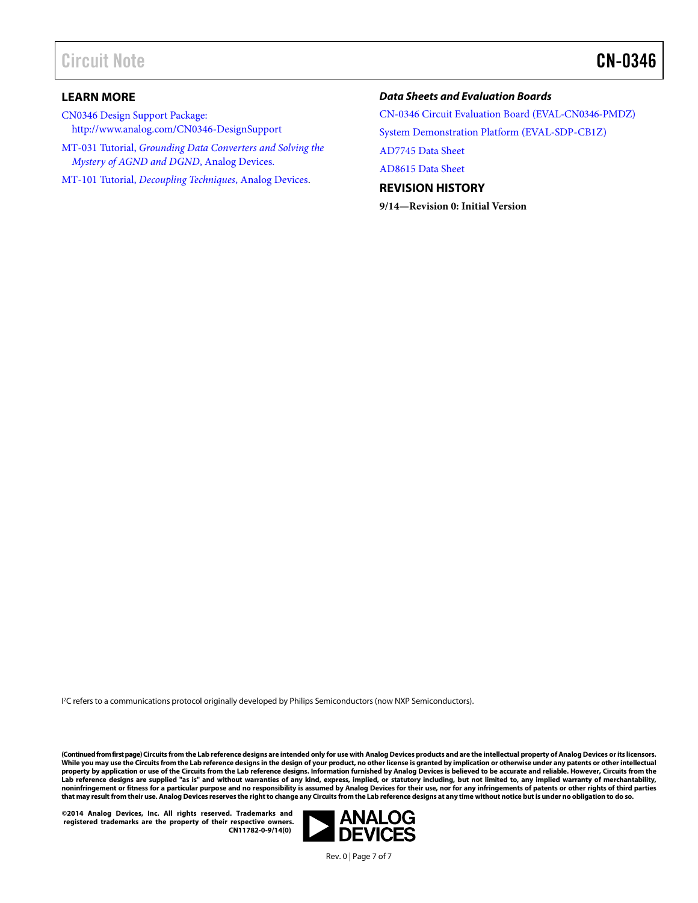## LEARN MORE

CN0346 Design Support Package: http://www.analog.com/CN0346-DesignSupport

MT-031 Tutorial, *Grounding Data Converters and Solving the Mystery of AGND and DGND*, Analog Devices.

MT-101 Tutorial, *Decoupling Techniques*, Analog Devices.

### *Data Sheets and Evaluation Boards*

CN-0346 Circuit Evaluation Board (EVAL-CN0346-PMDZ)

System Demonstration Platform (EVAL-SDP-CB1Z)

AD7745 Data Sheet

AD8615 Data Sheet

## REVISION HISTORY

**9/14—Revision 0: Initial Version**

I$^2$C refers to a communications protocol originally developed by Philips Semiconductors (now NXP Semiconductors).

**(Continued from first page) Circuits from the Lab reference designs are intended only for use with Analog Devices products and are the intellectual property of Analog Devices or its licensors. While you may use the Circuits from the Lab reference designs in the design of your product, no other license is granted by implication or otherwise under any patents or other intellectual property by application or use of the Circuits from the Lab reference designs. Information furnished by Analog Devices is believed to be accurate and reliable. However, Circuits from the Lab reference designs are supplied "as is" and without warranties of any kind, express, implied, or statutory including, but not limited to, any implied warranty of merchantability, noninfringement or fitness for a particular purpose and no responsibility is assumed by Analog Devices for their use, nor for any infringements of patents or other rights of third parties that may result from their use. Analog Devices reserves the right to change any Circuits from the Lab reference designs at any time without notice but is under no obligation to do so.**

**©2014 Analog Devices, Inc. All rights reserved. Trademarks and registered trademarks are the property of their respective owners.**
**CN11782-0-9/14(0)**